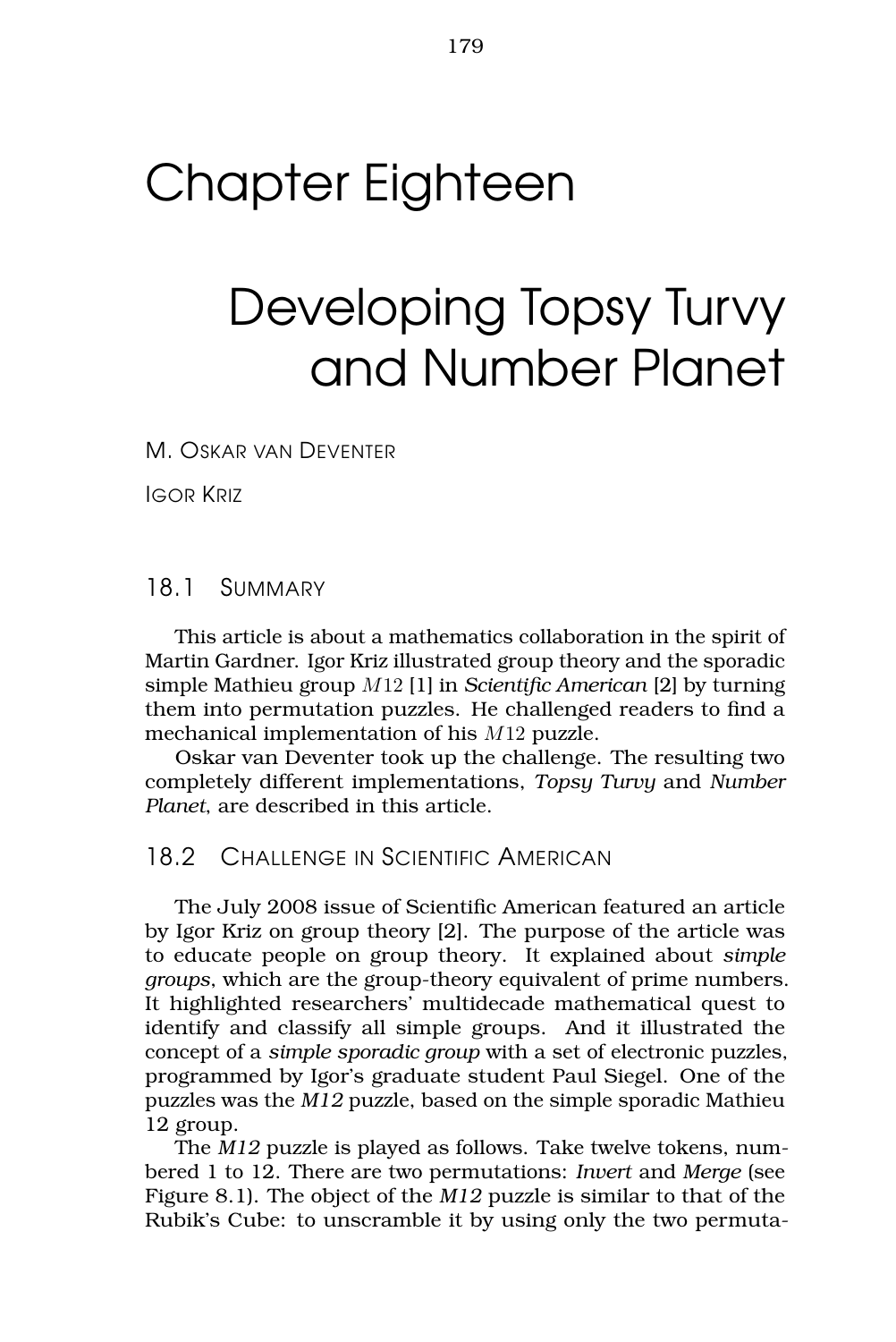# Chapter Eighteen

# Developing Topsy Turvy and Number Planet

M. OSKAR VAN DEVENTER

IGOR KRIZ

## 18.1 SUMMARY

This article is about a mathematics collaboration in the spirit of Martin Gardner. Igor Kriz illustrated group theory and the sporadic simple Mathieu group $M12$ [1] in *Scientific American* [2] by turning them into permutation puzzles. He challenged readers to find a mechanical implementation of his $M12$ puzzle.

Oskar van Deventer took up the challenge. The resulting two completely different implementations, *Topsy Turvy* and *Number Planet*, are described in this article.

## 18.2 CHALLENGE IN SCIENTIFIC AMERICAN

The July 2008 issue of Scientific American featured an article by Igor Kriz on group theory [2]. The purpose of the article was to educate people on group theory. It explained about *simple groups*, which are the group-theory equivalent of prime numbers. It highlighted researchers' multidecade mathematical quest to identify and classify all simple groups. And it illustrated the concept of a *simple sporadic group* with a set of electronic puzzles, programmed by Igor's graduate student Paul Siegel. One of the puzzles was the *M12* puzzle, based on the simple sporadic Mathieu 12 group.

The *M12* puzzle is played as follows. Take twelve tokens, numbered 1 to 12. There are two permutations: *Invert* and *Merge* (see Figure 8.1). The object of the *M12* puzzle is similar to that of the Rubik's Cube: to unscramble it by using only the two permuta-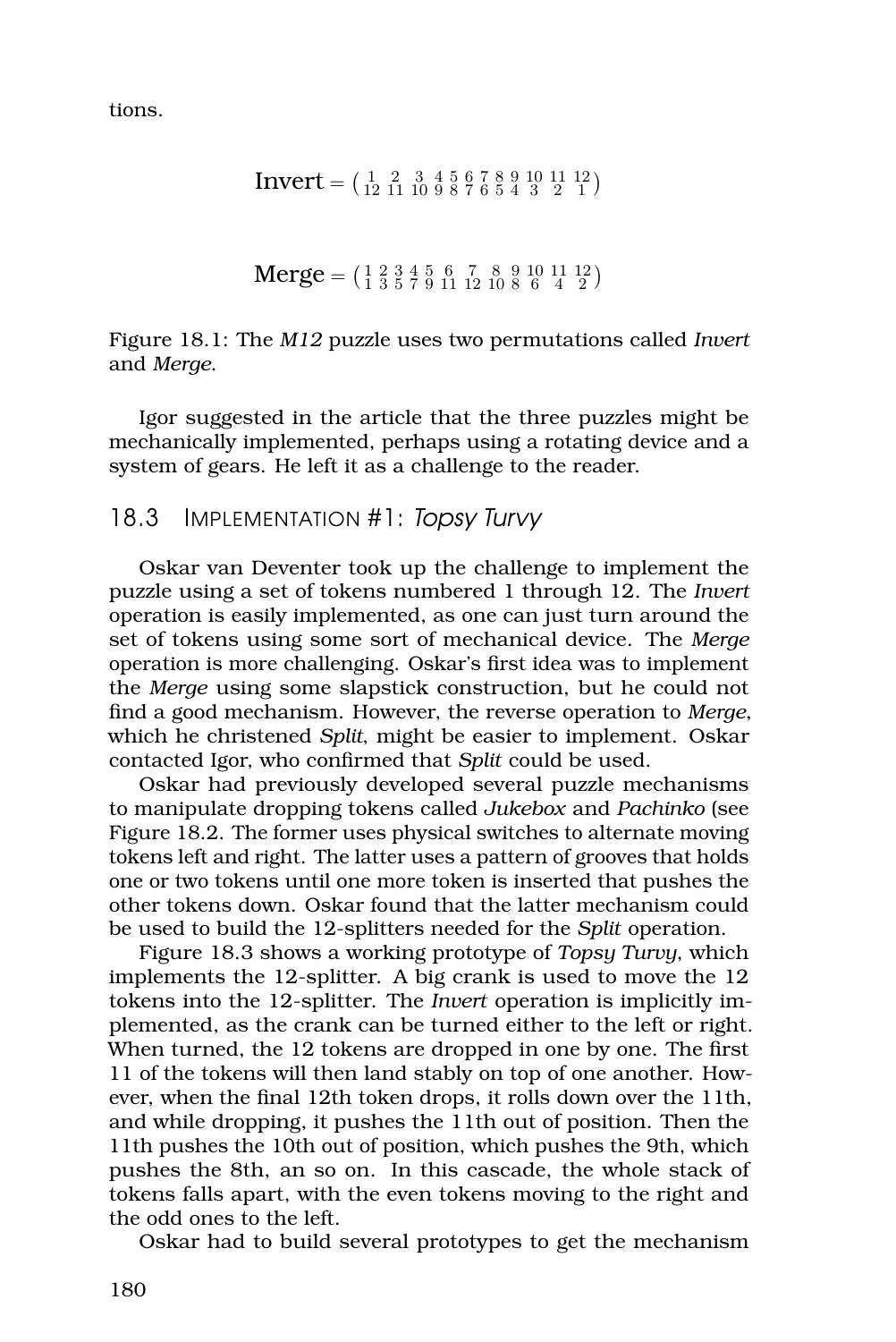tions.

$$\text{Invert} = \begin{pmatrix} 1 & 2 & 3 & 4 & 5 & 6 & 7 & 8 & 9 & 10 & 11 & 12 \\ 12 & 11 & 10 & 9 & 8 & 7 & 6 & 5 & 4 & 3 & 2 & 1 \end{pmatrix}$$

$$\text{Merge} = \begin{pmatrix} 1 & 2 & 3 & 4 & 5 & 6 & 7 & 8 & 9 & 10 & 11 & 12 \\ 1 & 3 & 5 & 7 & 9 & 11 & 12 & 10 & 8 & 6 & 4 & 2 \end{pmatrix}$$

Figure 18.1: The *M12* puzzle uses two permutations called *Invert* and *Merge*.

Igor suggested in the article that the three puzzles might be mechanically implemented, perhaps using a rotating device and a system of gears. He left it as a challenge to the reader.

## 18.3 Implementation #1: *Topsy Turvy*

Oskar van Deventer took up the challenge to implement the puzzle using a set of tokens numbered 1 through 12. The *Invert* operation is easily implemented, as one can just turn around the set of tokens using some sort of mechanical device. The *Merge* operation is more challenging. Oskar's first idea was to implement the *Merge* using some slapstick construction, but he could not find a good mechanism. However, the reverse operation to *Merge*, which he christened *Split*, might be easier to implement. Oskar contacted Igor, who confirmed that *Split* could be used.

Oskar had previously developed several puzzle mechanisms to manipulate dropping tokens called *Jukebox* and *Pachinko* (see Figure 18.2. The former uses physical switches to alternate moving tokens left and right. The latter uses a pattern of grooves that holds one or two tokens until one more token is inserted that pushes the other tokens down. Oskar found that the latter mechanism could be used to build the 12-splitters needed for the *Split* operation.

Figure 18.3 shows a working prototype of *Topsy Turvy*, which implements the 12-splitter. A big crank is used to move the 12 tokens into the 12-splitter. The *Invert* operation is implicitly implemented, as the crank can be turned either to the left or right. When turned, the 12 tokens are dropped in one by one. The first 11 of the tokens will then land stably on top of one another. However, when the final 12th token drops, it rolls down over the 11th, and while dropping, it pushes the 11th out of position. Then the 11th pushes the 10th out of position, which pushes the 9th, which pushes the 8th, an so on. In this cascade, the whole stack of tokens falls apart, with the even tokens moving to the right and the odd ones to the left.

Oskar had to build several prototypes to get the mechanism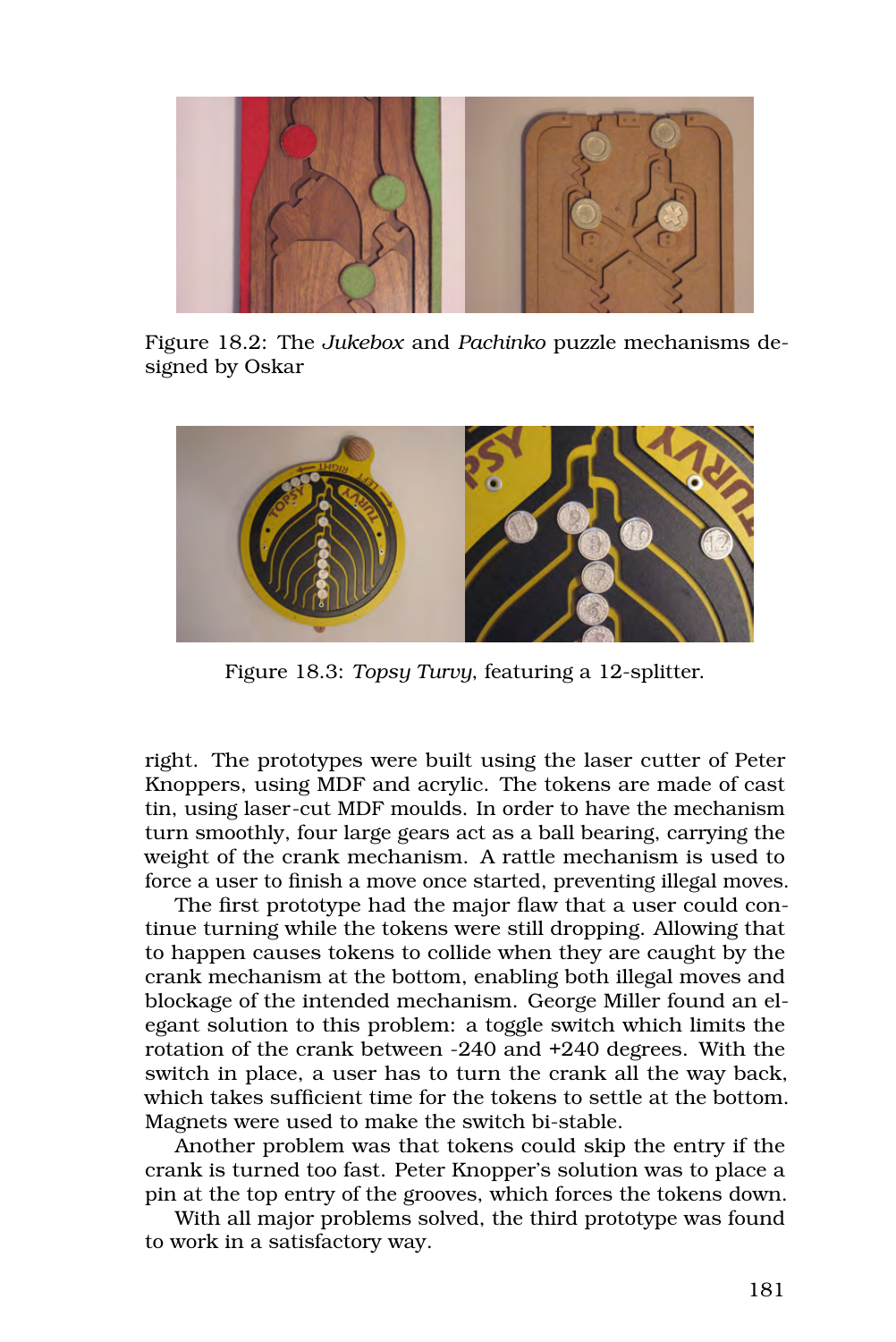Figure 18.2: The *Jukebox* and *Pachinko* puzzle mechanisms designed by Oskar

Figure 18.3: *Topsy Turvy*, featuring a 12-splitter.

right. The prototypes were built using the laser cutter of Peter Knoppers, using MDF and acrylic. The tokens are made of cast tin, using laser-cut MDF moulds. In order to have the mechanism turn smoothly, four large gears act as a ball bearing, carrying the weight of the crank mechanism. A rattle mechanism is used to force a user to finish a move once started, preventing illegal moves.

The first prototype had the major flaw that a user could continue turning while the tokens were still dropping. Allowing that to happen causes tokens to collide when they are caught by the crank mechanism at the bottom, enabling both illegal moves and blockage of the intended mechanism. George Miller found an elegant solution to this problem: a toggle switch which limits the rotation of the crank between -240 and +240 degrees. With the switch in place, a user has to turn the crank all the way back, which takes sufficient time for the tokens to settle at the bottom. Magnets were used to make the switch bi-stable.

Another problem was that tokens could skip the entry if the crank is turned too fast. Peter Knopper's solution was to place a pin at the top entry of the grooves, which forces the tokens down.

With all major problems solved, the third prototype was found to work in a satisfactory way.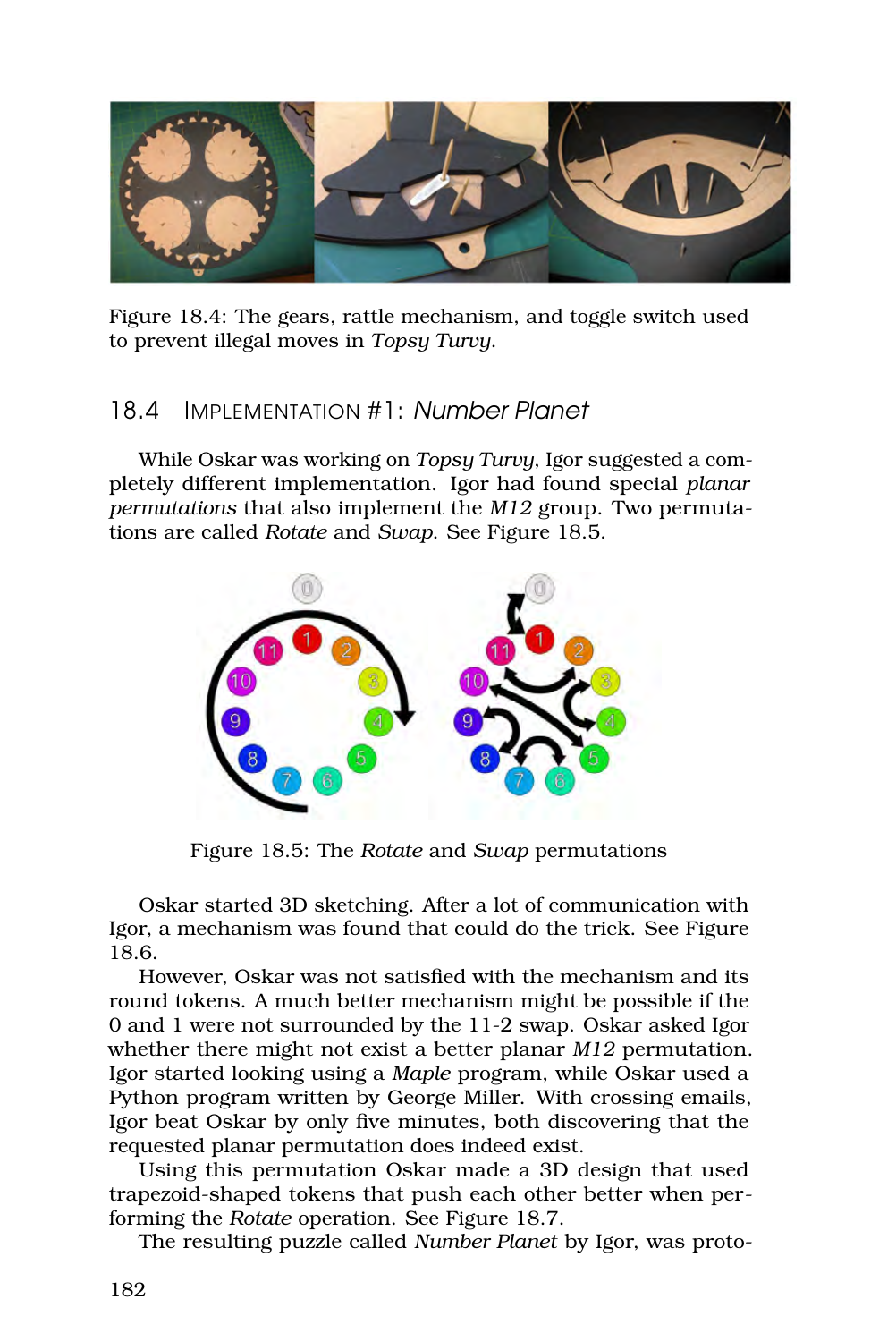Figure 18.4: The gears, rattle mechanism, and toggle switch used to prevent illegal moves in *Topsy Turvy*.

## 18.4 Implementation #1: *Number Planet*

While Oskar was working on *Topsy Turvy*, Igor suggested a completely different implementation. Igor had found special *planar permutations* that also implement the *M12* group. Two permutations are called *Rotate* and *Swap*. See Figure 18.5.

Figure 18.5: The *Rotate* and *Swap* permutations

Oskar started 3D sketching. After a lot of communication with Igor, a mechanism was found that could do the trick. See Figure 18.6.

However, Oskar was not satisfied with the mechanism and its round tokens. A much better mechanism might be possible if the 0 and 1 were not surrounded by the 11-2 swap. Oskar asked Igor whether there might not exist a better planar *M12* permutation. Igor started looking using a *Maple* program, while Oskar used a Python program written by George Miller. With crossing emails, Igor beat Oskar by only five minutes, both discovering that the requested planar permutation does indeed exist.

Using this permutation Oskar made a 3D design that used trapezoid-shaped tokens that push each other better when performing the *Rotate* operation. See Figure 18.7.

The resulting puzzle called *Number Planet* by Igor, was proto-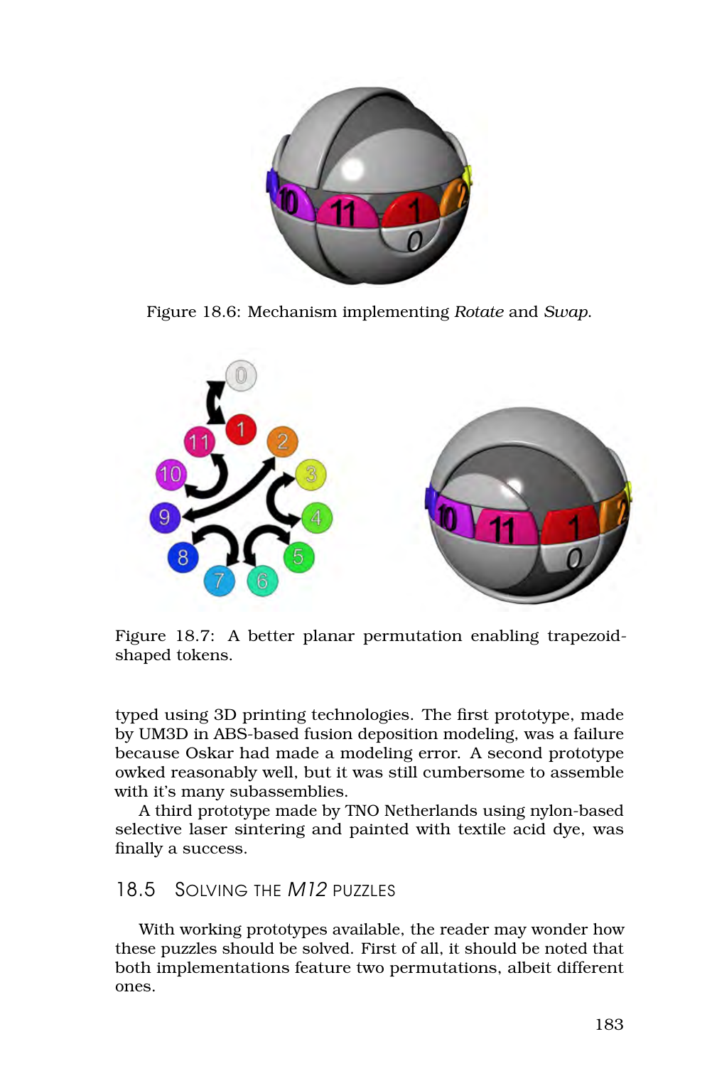Figure 18.6: Mechanism implementing *Rotate* and *Swap*.

Figure 18.7: A better planar permutation enabling trapezoid-shaped tokens.

typed using 3D printing technologies. The first prototype, made by UM3D in ABS-based fusion deposition modeling, was a failure because Oskar had made a modeling error. A second prototype owked reasonably well, but it was still cumbersome to assemble with it's many subassemblies.

A third prototype made by TNO Netherlands using nylon-based selective laser sintering and painted with textile acid dye, was finally a success.

## 18.5 Solving the *M12* puzzles

With working prototypes available, the reader may wonder how these puzzles should be solved. First of all, it should be noted that both implementations feature two permutations, albeit different ones.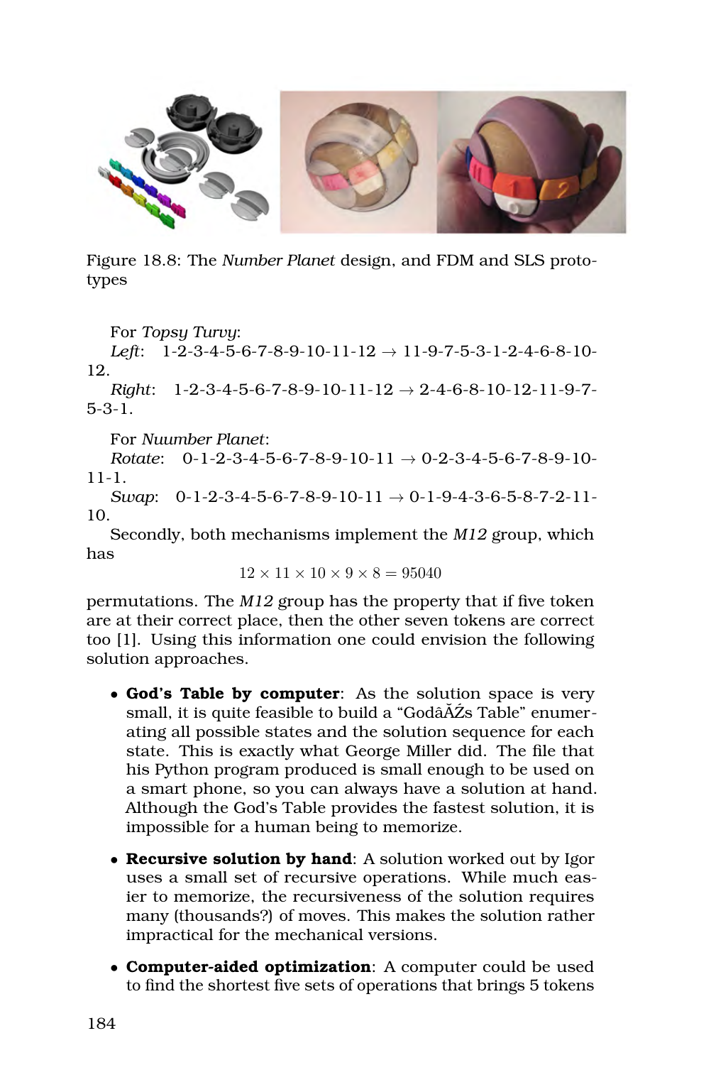Figure 18.8: The *Number Planet* design, and FDM and SLS prototypes

For *Topsy Turvy*:
*Left*: 1-2-3-4-5-6-7-8-9-10-11-12 → 11-9-7-5-3-1-2-4-6-8-10-12.
*Right*: 1-2-3-4-5-6-7-8-9-10-11-12 → 2-4-6-8-10-12-11-9-7-5-3-1.

For *Nuumber Planet*:
*Rotate*: 0-1-2-3-4-5-6-7-8-9-10-11 → 0-2-3-4-5-6-7-8-9-10-11-1.
*Swap*: 0-1-2-3-4-5-6-7-8-9-10-11 → 0-1-9-4-3-6-5-8-7-2-11-10.

Secondly, both mechanisms implement the *M12* group, which has

$$12 \times 11 \times 10 \times 9 \times 8 = 95040$$

permutations. The *M12* group has the property that if five token are at their correct place, then the other seven tokens are correct too [1]. Using this information one could envision the following solution approaches.

- **God's Table by computer**: As the solution space is very small, it is quite feasible to build a "GodâĂŹs Table" enumerating all possible states and the solution sequence for each state. This is exactly what George Miller did. The file that his Python program produced is small enough to be used on a smart phone, so you can always have a solution at hand. Although the God's Table provides the fastest solution, it is impossible for a human being to memorize.
- **Recursive solution by hand**: A solution worked out by Igor uses a small set of recursive operations. While much easier to memorize, the recursiveness of the solution requires many (thousands?) of moves. This makes the solution rather impractical for the mechanical versions.
- **Computer-aided optimization**: A computer could be used to find the shortest five sets of operations that brings 5 tokens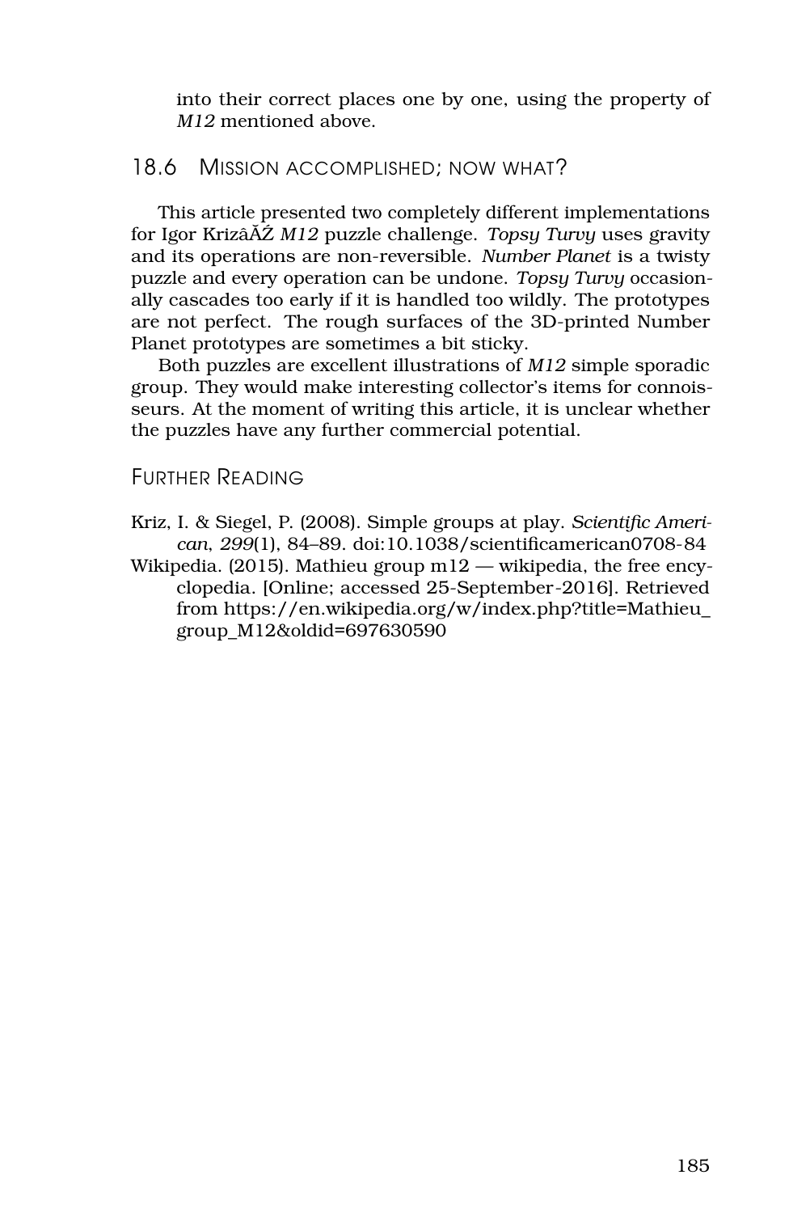into their correct places one by one, using the property of *M12* mentioned above.

## 18.6 Mission accomplished; now what?

This article presented two completely different implementations for Igor KrizâĂŹ *M12* puzzle challenge. *Topsy Turvy* uses gravity and its operations are non-reversible. *Number Planet* is a twisty puzzle and every operation can be undone. *Topsy Turvy* occasionally cascades too early if it is handled too wildly. The prototypes are not perfect. The rough surfaces of the 3D-printed Number Planet prototypes are sometimes a bit sticky.

Both puzzles are excellent illustrations of *M12* simple sporadic group. They would make interesting collector's items for connoisseurs. At the moment of writing this article, it is unclear whether the puzzles have any further commercial potential.

## Further Reading

Kriz, I. & Siegel, P. (2008). Simple groups at play. *Scientific American*, *299*(1), 84–89. doi:10.1038/scientificamerican0708-84

Wikipedia. (2015). Mathieu group m12 — wikipedia, the free encyclopedia. [Online; accessed 25-September-2016]. Retrieved from https://en.wikipedia.org/w/index.php?title=Mathieu_group_M12&oldid=697630590